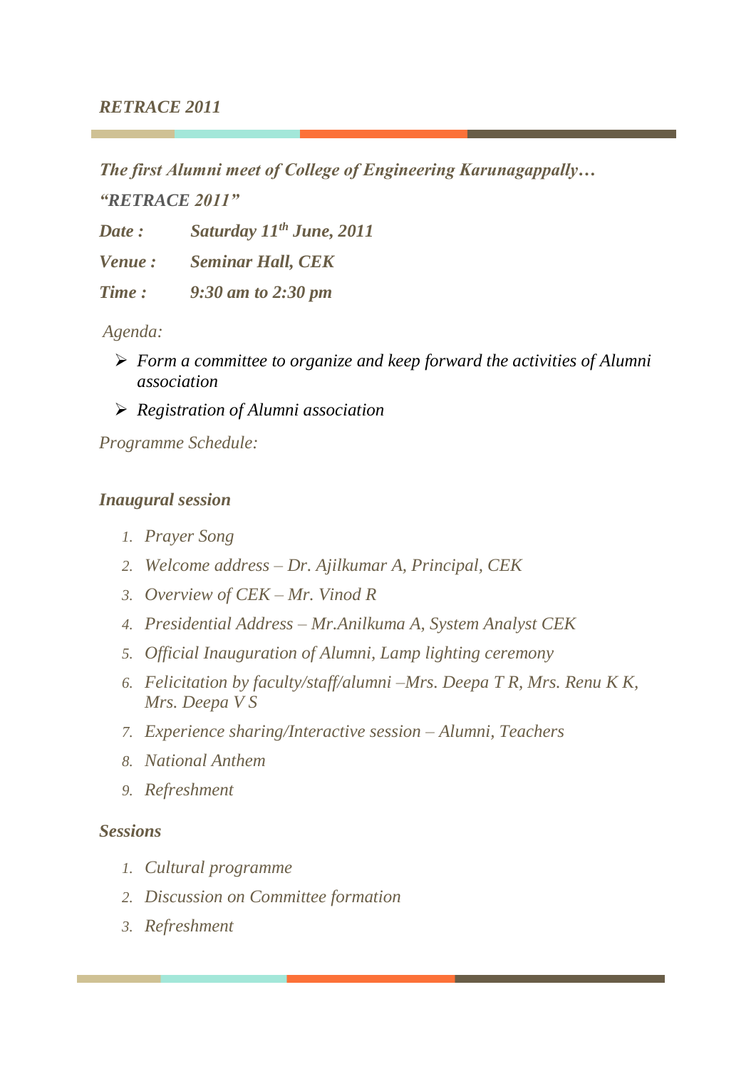*RETRACE 2011*

***The first Alumni meet of College of Engineering Karunagappally…***

***"RETRACE 2011"***

***Date :*** ***Saturday 11th June, 2011***

***Venue :*** ***Seminar Hall, CEK***

***Time :*** ***9:30 am to 2:30 pm***

*Agenda:*

- *Form a committee to organize and keep forward the activities of Alumni association*
- *Registration of Alumni association*

*Programme Schedule:*

***Inaugural session***

1. *Prayer Song*
2. *Welcome address – Dr. Ajilkumar A, Principal, CEK*
3. *Overview of CEK – Mr. Vinod R*
4. *Presidential Address – Mr.Anilkuma A, System Analyst CEK*
5. *Official Inauguration of Alumni, Lamp lighting ceremony*
6. *Felicitation by faculty/staff/alumni –Mrs. Deepa T R, Mrs. Renu K K, Mrs. Deepa V S*
7. *Experience sharing/Interactive session – Alumni, Teachers*
8. *National Anthem*
9. *Refreshment*

***Sessions***

1. *Cultural programme*
2. *Discussion on Committee formation*
3. *Refreshment*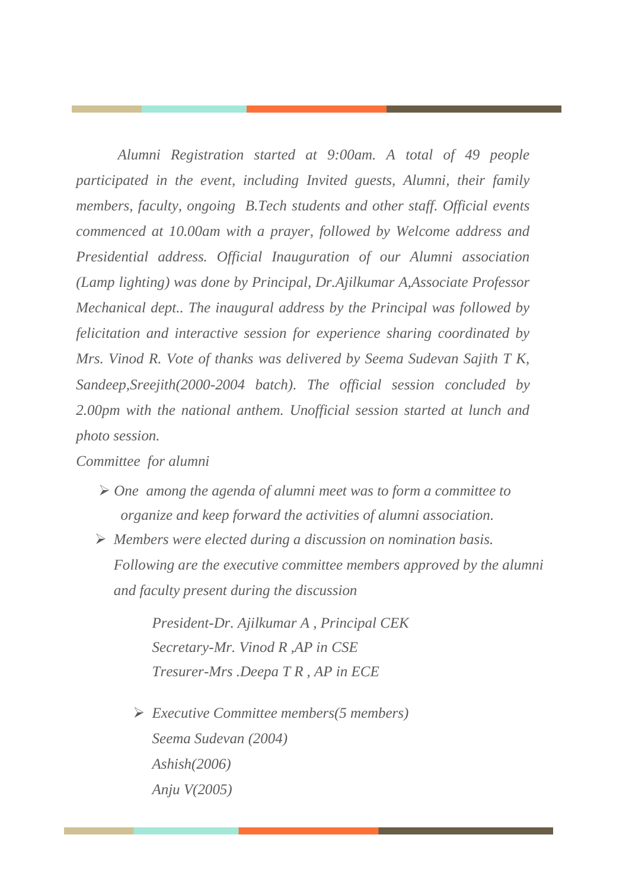*Alumni Registration started at 9:00am. A total of 49 people participated in the event, including Invited guests, Alumni, their family members, faculty, ongoing B.Tech students and other staff. Official events commenced at 10.00am with a prayer, followed by Welcome address and Presidential address. Official Inauguration of our Alumni association (Lamp lighting) was done by Principal, Dr.Ajilkumar A,Associate Professor Mechanical dept.. The inaugural address by the Principal was followed by felicitation and interactive session for experience sharing coordinated by Mrs. Vinod R. Vote of thanks was delivered by Seema Sudevan Sajith T K, Sandeep,Sreejith(2000-2004 batch). The official session concluded by 2.00pm with the national anthem. Unofficial session started at lunch and photo session.*

*Committee for alumni*

- *One among the agenda of alumni meet was to form a committee to organize and keep forward the activities of alumni association.*
- *Members were elected during a discussion on nomination basis. Following are the executive committee members approved by the alumni and faculty present during the discussion*

  *President-Dr. Ajilkumar A , Principal CEK*
  *Secretary-Mr. Vinod R ,AP in CSE*
  *Tresurer-Mrs .Deepa T R , AP in ECE*

  - *Executive Committee members(5 members)*
    *Seema Sudevan (2004)*
    *Ashish(2006)*
    *Anju V(2005)*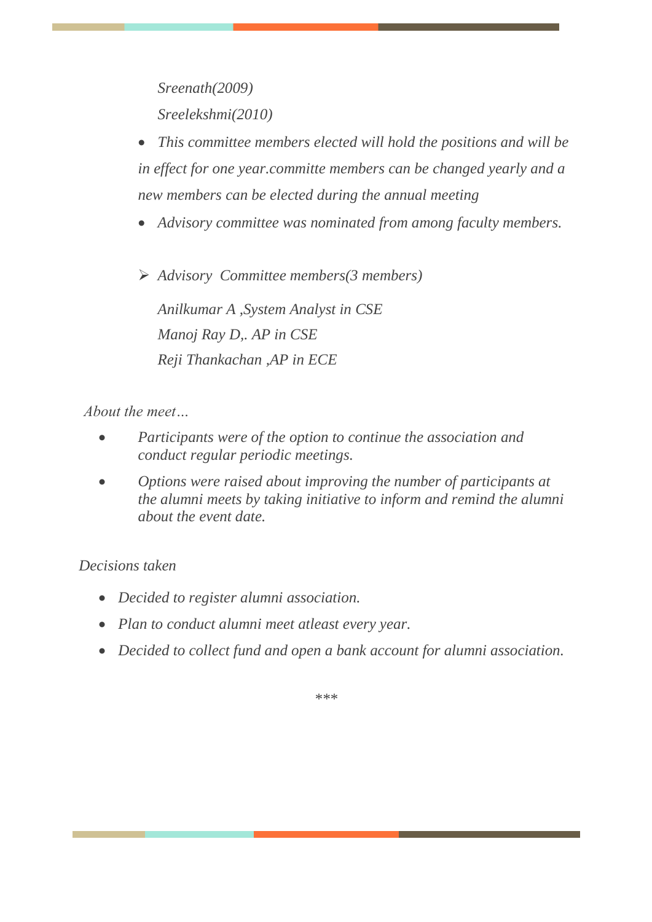*Sreenath(2009)*

*Sreelekshmi(2010)*

- *This committee members elected will hold the positions and will be in effect for one year.committe members can be changed yearly and a new members can be elected during the annual meeting*
- *Advisory committee was nominated from among faculty members.*

➢ *Advisory  Committee members(3 members)*

*Anilkumar A ,System Analyst in CSE*
*Manoj Ray D,. AP in CSE*
*Reji Thankachan ,AP in ECE*

*About the meet…*

- *Participants were of the option to continue the association and conduct regular periodic meetings.*
- *Options were raised about improving the number of participants at the alumni meets by taking initiative to inform and remind the alumni about the event date.*

*Decisions taken*

- *Decided to register alumni association.*
- *Plan to conduct alumni meet atleast every year.*
- *Decided to collect fund and open a bank account for alumni association.*

***